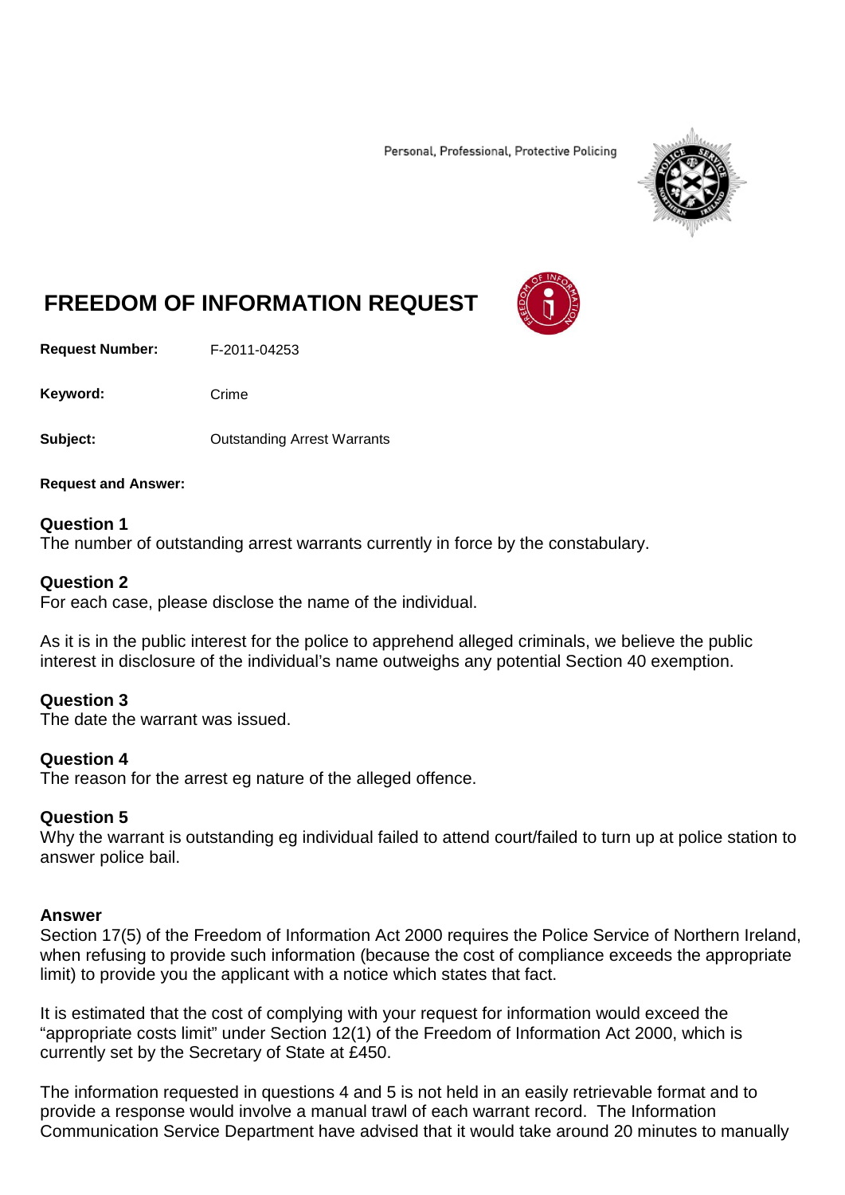Personal, Professional, Protective Policing

# FREEDOM OF INFORMATION REQUEST

**Request Number:** F-2011-04253

**Keyword:** Crime

**Subject:** Outstanding Arrest Warrants

**Request and Answer:**

**Question 1**
The number of outstanding arrest warrants currently in force by the constabulary.

**Question 2**
For each case, please disclose the name of the individual.

As it is in the public interest for the police to apprehend alleged criminals, we believe the public interest in disclosure of the individual's name outweighs any potential Section 40 exemption.

**Question 3**
The date the warrant was issued.

**Question 4**
The reason for the arrest eg nature of the alleged offence.

**Question 5**
Why the warrant is outstanding eg individual failed to attend court/failed to turn up at police station to answer police bail.

**Answer**
Section 17(5) of the Freedom of Information Act 2000 requires the Police Service of Northern Ireland, when refusing to provide such information (because the cost of compliance exceeds the appropriate limit) to provide you the applicant with a notice which states that fact.

It is estimated that the cost of complying with your request for information would exceed the "appropriate costs limit" under Section 12(1) of the Freedom of Information Act 2000, which is currently set by the Secretary of State at £450.

The information requested in questions 4 and 5 is not held in an easily retrievable format and to provide a response would involve a manual trawl of each warrant record. The Information Communication Service Department have advised that it would take around 20 minutes to manually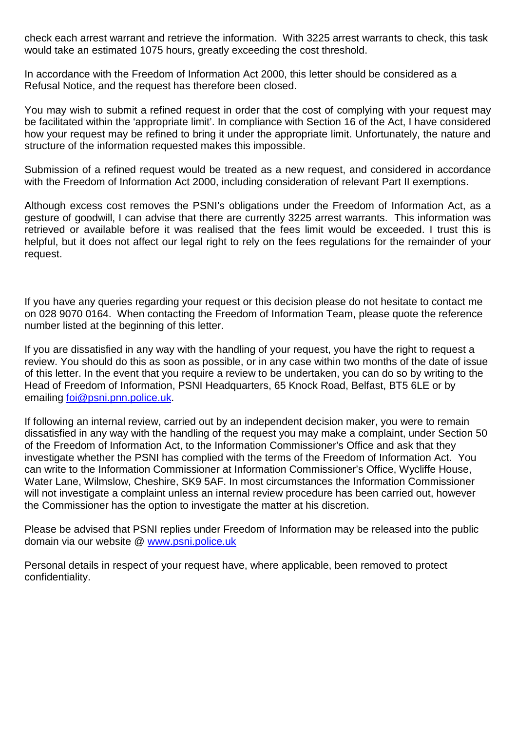check each arrest warrant and retrieve the information. With 3225 arrest warrants to check, this task would take an estimated 1075 hours, greatly exceeding the cost threshold.

In accordance with the Freedom of Information Act 2000, this letter should be considered as a Refusal Notice, and the request has therefore been closed.

You may wish to submit a refined request in order that the cost of complying with your request may be facilitated within the 'appropriate limit'. In compliance with Section 16 of the Act, I have considered how your request may be refined to bring it under the appropriate limit. Unfortunately, the nature and structure of the information requested makes this impossible.

Submission of a refined request would be treated as a new request, and considered in accordance with the Freedom of Information Act 2000, including consideration of relevant Part II exemptions.

Although excess cost removes the PSNI's obligations under the Freedom of Information Act, as a gesture of goodwill, I can advise that there are currently 3225 arrest warrants. This information was retrieved or available before it was realised that the fees limit would be exceeded. I trust this is helpful, but it does not affect our legal right to rely on the fees regulations for the remainder of your request.

If you have any queries regarding your request or this decision please do not hesitate to contact me on 028 9070 0164. When contacting the Freedom of Information Team, please quote the reference number listed at the beginning of this letter.

If you are dissatisfied in any way with the handling of your request, you have the right to request a review. You should do this as soon as possible, or in any case within two months of the date of issue of this letter. In the event that you require a review to be undertaken, you can do so by writing to the Head of Freedom of Information, PSNI Headquarters, 65 Knock Road, Belfast, BT5 6LE or by emailing [foi@psni.pnn.police.uk](mailto:foi@psni.pnn.police.uk).

If following an internal review, carried out by an independent decision maker, you were to remain dissatisfied in any way with the handling of the request you may make a complaint, under Section 50 of the Freedom of Information Act, to the Information Commissioner's Office and ask that they investigate whether the PSNI has complied with the terms of the Freedom of Information Act. You can write to the Information Commissioner at Information Commissioner's Office, Wycliffe House, Water Lane, Wilmslow, Cheshire, SK9 5AF. In most circumstances the Information Commissioner will not investigate a complaint unless an internal review procedure has been carried out, however the Commissioner has the option to investigate the matter at his discretion.

Please be advised that PSNI replies under Freedom of Information may be released into the public domain via our website @ [www.psni.police.uk](http://www.psni.police.uk)

Personal details in respect of your request have, where applicable, been removed to protect confidentiality.